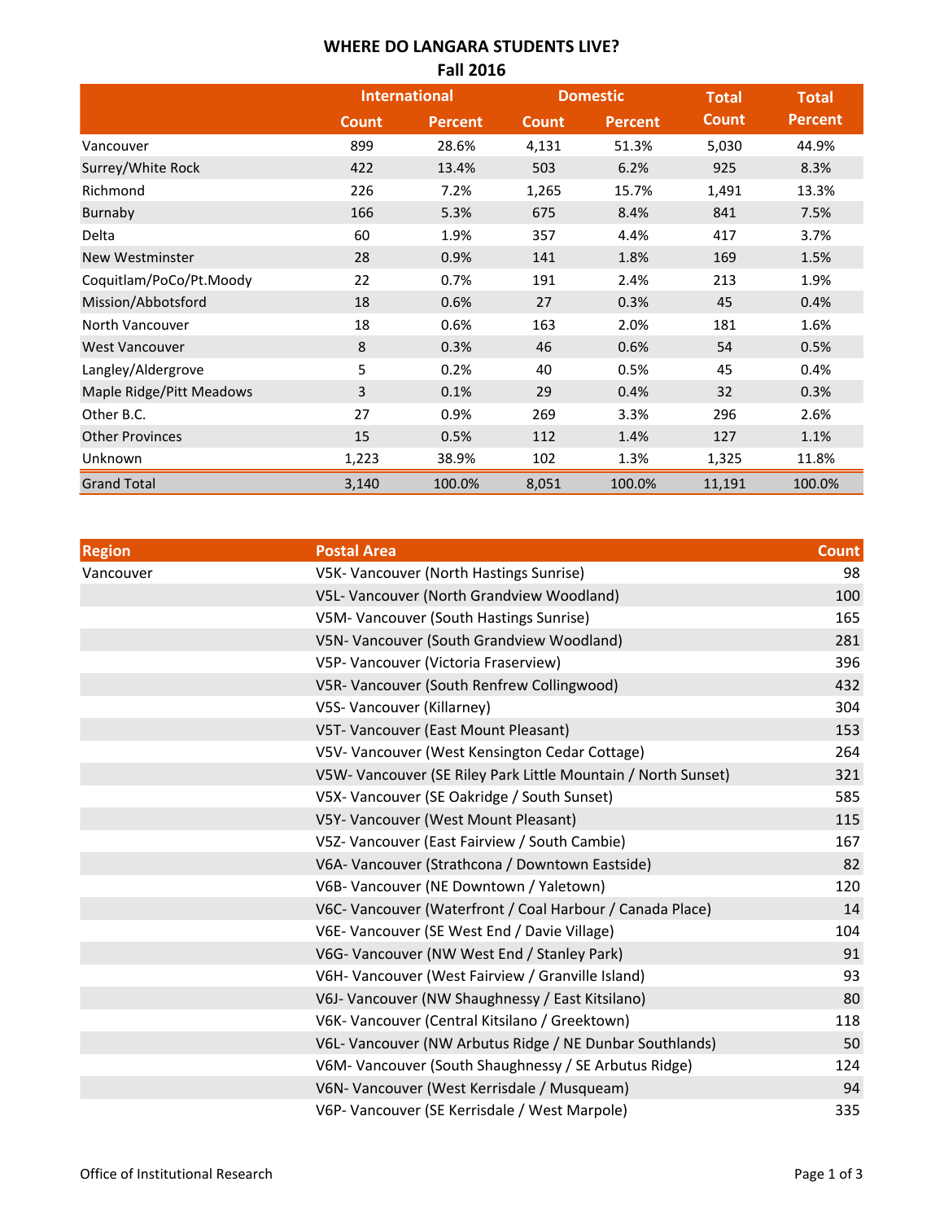# WHERE DO LANGARA STUDENTS LIVE?
## Fall 2016

| | International | | Domestic | | Total Count | Total Percent |
|---|---|---|---|---|---|---|
| | Count | Percent | Count | Percent | | |
| Vancouver | 899 | 28.6% | 4,131 | 51.3% | 5,030 | 44.9% |
| Surrey/White Rock | 422 | 13.4% | 503 | 6.2% | 925 | 8.3% |
| Richmond | 226 | 7.2% | 1,265 | 15.7% | 1,491 | 13.3% |
| Burnaby | 166 | 5.3% | 675 | 8.4% | 841 | 7.5% |
| Delta | 60 | 1.9% | 357 | 4.4% | 417 | 3.7% |
| New Westminster | 28 | 0.9% | 141 | 1.8% | 169 | 1.5% |
| Coquitlam/PoCo/Pt.Moody | 22 | 0.7% | 191 | 2.4% | 213 | 1.9% |
| Mission/Abbotsford | 18 | 0.6% | 27 | 0.3% | 45 | 0.4% |
| North Vancouver | 18 | 0.6% | 163 | 2.0% | 181 | 1.6% |
| West Vancouver | 8 | 0.3% | 46 | 0.6% | 54 | 0.5% |
| Langley/Aldergrove | 5 | 0.2% | 40 | 0.5% | 45 | 0.4% |
| Maple Ridge/Pitt Meadows | 3 | 0.1% | 29 | 0.4% | 32 | 0.3% |
| Other B.C. | 27 | 0.9% | 269 | 3.3% | 296 | 2.6% |
| Other Provinces | 15 | 0.5% | 112 | 1.4% | 127 | 1.1% |
| Unknown | 1,223 | 38.9% | 102 | 1.3% | 1,325 | 11.8% |
| Grand Total | 3,140 | 100.0% | 8,051 | 100.0% | 11,191 | 100.0% |

| Region | Postal Area | Count |
|---|---|---|
| Vancouver | V5K- Vancouver (North Hastings Sunrise) | 98 |
| | V5L- Vancouver (North Grandview Woodland) | 100 |
| | V5M- Vancouver (South Hastings Sunrise) | 165 |
| | V5N- Vancouver (South Grandview Woodland) | 281 |
| | V5P- Vancouver (Victoria Fraserview) | 396 |
| | V5R- Vancouver (South Renfrew Collingwood) | 432 |
| | V5S- Vancouver (Killarney) | 304 |
| | V5T- Vancouver (East Mount Pleasant) | 153 |
| | V5V- Vancouver (West Kensington Cedar Cottage) | 264 |
| | V5W- Vancouver (SE Riley Park Little Mountain / North Sunset) | 321 |
| | V5X- Vancouver (SE Oakridge / South Sunset) | 585 |
| | V5Y- Vancouver (West Mount Pleasant) | 115 |
| | V5Z- Vancouver (East Fairview / South Cambie) | 167 |
| | V6A- Vancouver (Strathcona / Downtown Eastside) | 82 |
| | V6B- Vancouver (NE Downtown / Yaletown) | 120 |
| | V6C- Vancouver (Waterfront / Coal Harbour / Canada Place) | 14 |
| | V6E- Vancouver (SE West End / Davie Village) | 104 |
| | V6G- Vancouver (NW West End / Stanley Park) | 91 |
| | V6H- Vancouver (West Fairview / Granville Island) | 93 |
| | V6J- Vancouver (NW Shaughnessy / East Kitsilano) | 80 |
| | V6K- Vancouver (Central Kitsilano / Greektown) | 118 |
| | V6L- Vancouver (NW Arbutus Ridge / NE Dunbar Southlands) | 50 |
| | V6M- Vancouver (South Shaughnessy / SE Arbutus Ridge) | 124 |
| | V6N- Vancouver (West Kerrisdale / Musqueam) | 94 |
| | V6P- Vancouver (SE Kerrisdale / West Marpole) | 335 |

Office of Institutional Research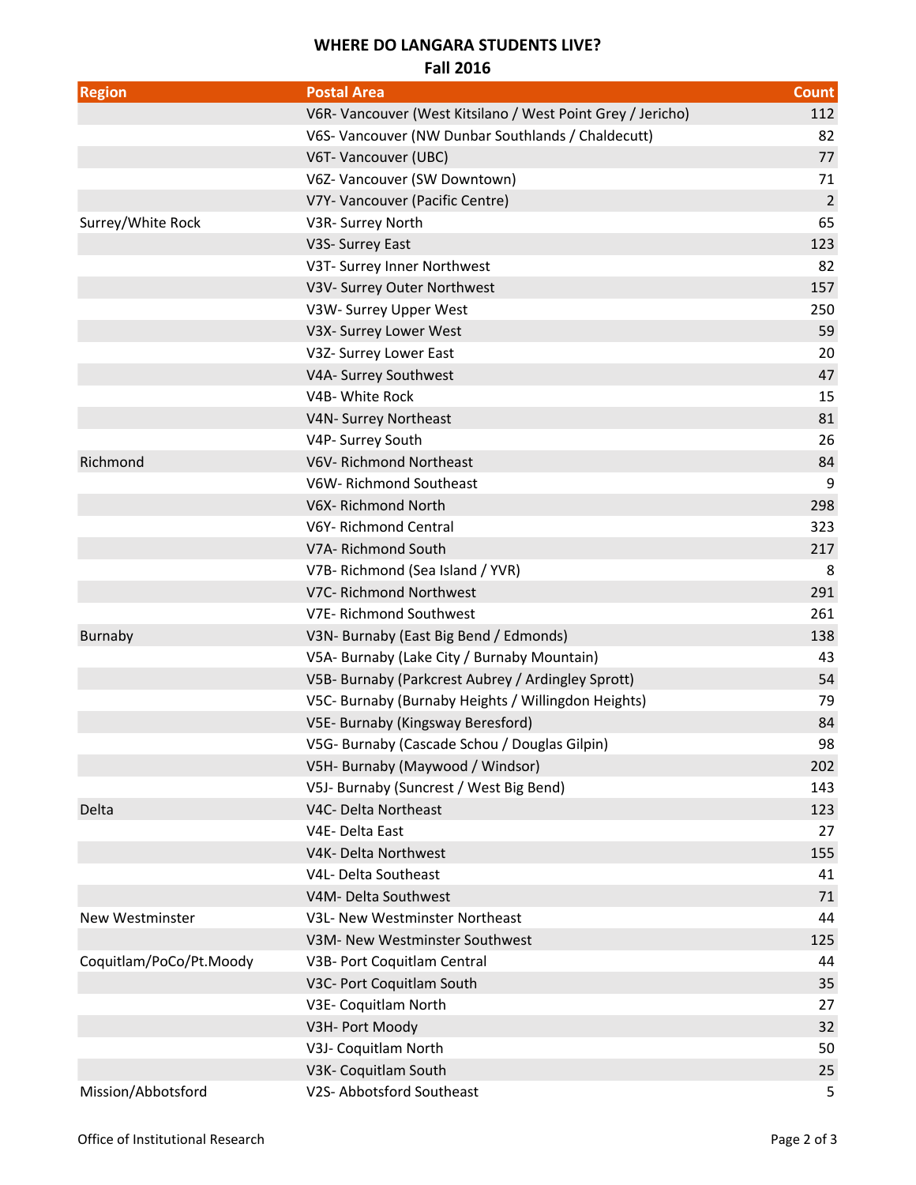**WHERE DO LANGARA STUDENTS LIVE?**
**Fall 2016**

| Region | Postal Area | Count |
|---|---|---|
| | V6R- Vancouver (West Kitsilano / West Point Grey / Jericho) | 112 |
| | V6S- Vancouver (NW Dunbar Southlands / Chaldecutt) | 82 |
| | V6T- Vancouver (UBC) | 77 |
| | V6Z- Vancouver (SW Downtown) | 71 |
| | V7Y- Vancouver (Pacific Centre) | 2 |
| Surrey/White Rock | V3R- Surrey North | 65 |
| | V3S- Surrey East | 123 |
| | V3T- Surrey Inner Northwest | 82 |
| | V3V- Surrey Outer Northwest | 157 |
| | V3W- Surrey Upper West | 250 |
| | V3X- Surrey Lower West | 59 |
| | V3Z- Surrey Lower East | 20 |
| | V4A- Surrey Southwest | 47 |
| | V4B- White Rock | 15 |
| | V4N- Surrey Northeast | 81 |
| | V4P- Surrey South | 26 |
| Richmond | V6V- Richmond Northeast | 84 |
| | V6W- Richmond Southeast | 9 |
| | V6X- Richmond North | 298 |
| | V6Y- Richmond Central | 323 |
| | V7A- Richmond South | 217 |
| | V7B- Richmond (Sea Island / YVR) | 8 |
| | V7C- Richmond Northwest | 291 |
| | V7E- Richmond Southwest | 261 |
| Burnaby | V3N- Burnaby (East Big Bend / Edmonds) | 138 |
| | V5A- Burnaby (Lake City / Burnaby Mountain) | 43 |
| | V5B- Burnaby (Parkcrest Aubrey / Ardingley Sprott) | 54 |
| | V5C- Burnaby (Burnaby Heights / Willingdon Heights) | 79 |
| | V5E- Burnaby (Kingsway Beresford) | 84 |
| | V5G- Burnaby (Cascade Schou / Douglas Gilpin) | 98 |
| | V5H- Burnaby (Maywood / Windsor) | 202 |
| | V5J- Burnaby (Suncrest / West Big Bend) | 143 |
| Delta | V4C- Delta Northeast | 123 |
| | V4E- Delta East | 27 |
| | V4K- Delta Northwest | 155 |
| | V4L- Delta Southeast | 41 |
| | V4M- Delta Southwest | 71 |
| New Westminster | V3L- New Westminster Northeast | 44 |
| | V3M- New Westminster Southwest | 125 |
| Coquitlam/PoCo/Pt.Moody | V3B- Port Coquitlam Central | 44 |
| | V3C- Port Coquitlam South | 35 |
| | V3E- Coquitlam North | 27 |
| | V3H- Port Moody | 32 |
| | V3J- Coquitlam North | 50 |
| | V3K- Coquitlam South | 25 |
| Mission/Abbotsford | V2S- Abbotsford Southeast | 5 |

Office of Institutional Research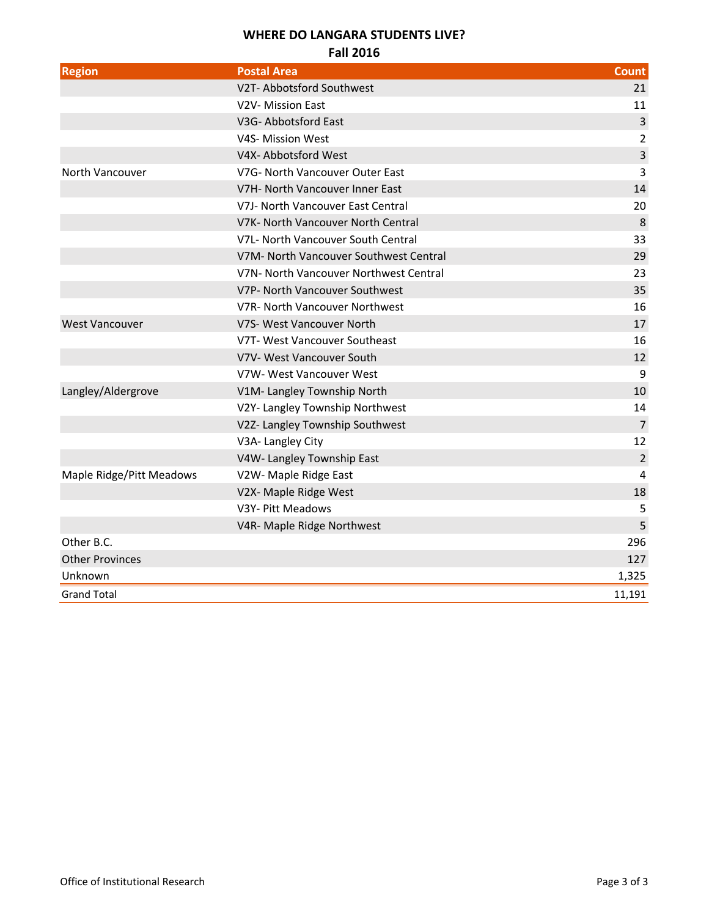**WHERE DO LANGARA STUDENTS LIVE?**
**Fall 2016**

| Region | Postal Area | Count |
|---|---|---|
| | V2T- Abbotsford Southwest | 21 |
| | V2V- Mission East | 11 |
| | V3G- Abbotsford East | 3 |
| | V4S- Mission West | 2 |
| | V4X- Abbotsford West | 3 |
| North Vancouver | V7G- North Vancouver Outer East | 3 |
| | V7H- North Vancouver Inner East | 14 |
| | V7J- North Vancouver East Central | 20 |
| | V7K- North Vancouver North Central | 8 |
| | V7L- North Vancouver South Central | 33 |
| | V7M- North Vancouver Southwest Central | 29 |
| | V7N- North Vancouver Northwest Central | 23 |
| | V7P- North Vancouver Southwest | 35 |
| | V7R- North Vancouver Northwest | 16 |
| West Vancouver | V7S- West Vancouver North | 17 |
| | V7T- West Vancouver Southeast | 16 |
| | V7V- West Vancouver South | 12 |
| | V7W- West Vancouver West | 9 |
| Langley/Aldergrove | V1M- Langley Township North | 10 |
| | V2Y- Langley Township Northwest | 14 |
| | V2Z- Langley Township Southwest | 7 |
| | V3A- Langley City | 12 |
| | V4W- Langley Township East | 2 |
| Maple Ridge/Pitt Meadows | V2W- Maple Ridge East | 4 |
| | V2X- Maple Ridge West | 18 |
| | V3Y- Pitt Meadows | 5 |
| | V4R- Maple Ridge Northwest | 5 |
| Other B.C. | | 296 |
| Other Provinces | | 127 |
| Unknown | | 1,325 |
| Grand Total | | 11,191 |

Office of Institutional Research